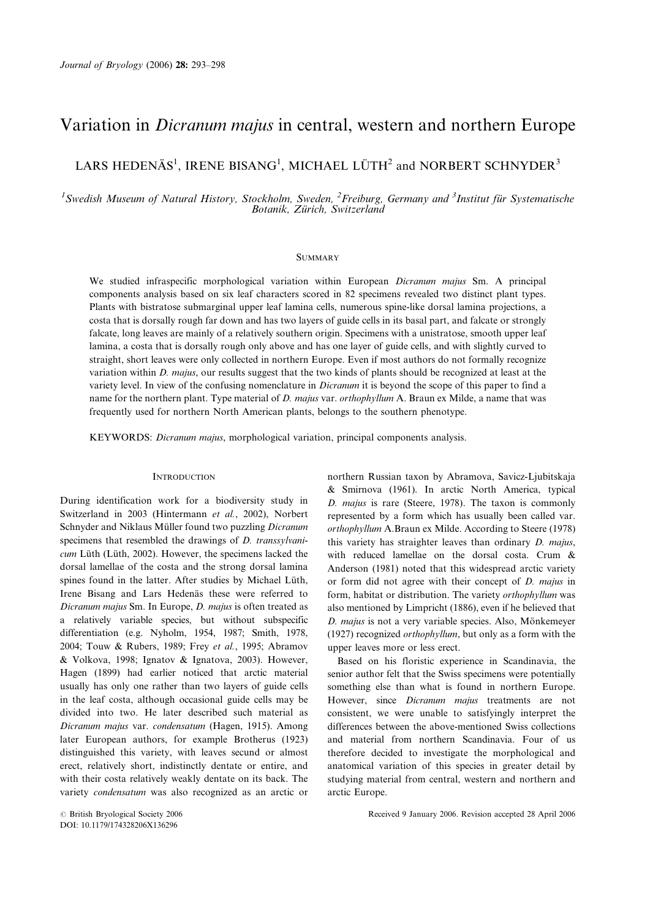# Variation in *Dicranum majus* in central, western and northern Europe

LARS HEDENÄS[1], IRENE BISANG[1], MICHAEL LÜTH[2] and NORBERT SCHNYDER[3]

[1]*Swedish Museum of Natural History, Stockholm, Sweden,* [2]*Freiburg, Germany and* [3]*Institut für Systematische Botanik, Zürich, Switzerland*

## SUMMARY

We studied infraspecific morphological variation within European *Dicranum majus* Sm. A principal components analysis based on six leaf characters scored in 82 specimens revealed two distinct plant types. Plants with bistratose submarginal upper leaf lamina cells, numerous spine-like dorsal lamina projections, a costa that is dorsally rough far down and has two layers of guide cells in its basal part, and falcate or strongly falcate, long leaves are mainly of a relatively southern origin. Specimens with a unistratose, smooth upper leaf lamina, a costa that is dorsally rough only above and has one layer of guide cells, and with slightly curved to straight, short leaves were only collected in northern Europe. Even if most authors do not formally recognize variation within *D. majus*, our results suggest that the two kinds of plants should be recognized at least at the variety level. In view of the confusing nomenclature in *Dicranum* it is beyond the scope of this paper to find a name for the northern plant. Type material of *D. majus* var. *orthophyllum* A. Braun ex Milde, a name that was frequently used for northern North American plants, belongs to the southern phenotype.

KEYWORDS: *Dicranum majus*, morphological variation, principal components analysis.

## INTRODUCTION

During identification work for a biodiversity study in Switzerland in 2003 (Hintermann *et al.*, 2002), Norbert Schnyder and Niklaus Müller found two puzzling *Dicranum* specimens that resembled the drawings of *D. transsylvanicum* Lüth (Lüth, 2002). However, the specimens lacked the dorsal lamellae of the costa and the strong dorsal lamina spines found in the latter. After studies by Michael Lüth, Irene Bisang and Lars Hedenäs these were referred to *Dicranum majus* Sm. In Europe, *D. majus* is often treated as a relatively variable species, but without subspecific differentiation (e.g. Nyholm, 1954, 1987; Smith, 1978, 2004; Touw & Rubers, 1989; Frey *et al.*, 1995; Abramov & Volkova, 1998; Ignatov & Ignatova, 2003). However, Hagen (1899) had earlier noticed that arctic material usually has only one rather than two layers of guide cells in the leaf costa, although occasional guide cells may be divided into two. He later described such material as *Dicranum majus* var. *condensatum* (Hagen, 1915). Among later European authors, for example Brotherus (1923) distinguished this variety, with leaves secund or almost erect, relatively short, indistinctly dentate or entire, and with their costa relatively weakly dentate on its back. The variety *condensatum* was also recognized as an arctic or northern Russian taxon by Abramova, Savicz-Ljubitskaja & Smirnova (1961). In arctic North America, typical *D. majus* is rare (Steere, 1978). The taxon is commonly represented by a form which has usually been called var. *orthophyllum* A.Braun ex Milde. According to Steere (1978) this variety has straighter leaves than ordinary *D. majus*, with reduced lamellae on the dorsal costa. Crum & Anderson (1981) noted that this widespread arctic variety or form did not agree with their concept of *D. majus* in form, habitat or distribution. The variety *orthophyllum* was also mentioned by Limpricht (1886), even if he believed that *D. majus* is not a very variable species. Also, Mönkemeyer (1927) recognized *orthophyllum*, but only as a form with the upper leaves more or less erect.

Based on his floristic experience in Scandinavia, the senior author felt that the Swiss specimens were potentially something else than what is found in northern Europe. However, since *Dicranum majus* treatments are not consistent, we were unable to satisfyingly interpret the differences between the above-mentioned Swiss collections and material from northern Scandinavia. Four of us therefore decided to investigate the morphological and anatomical variation of this species in greater detail by studying material from central, western and northern and arctic Europe.

© British Bryological Society 2006
DOI: 10.1179/174328206X136296

Received 9 January 2006. Revision accepted 28 April 2006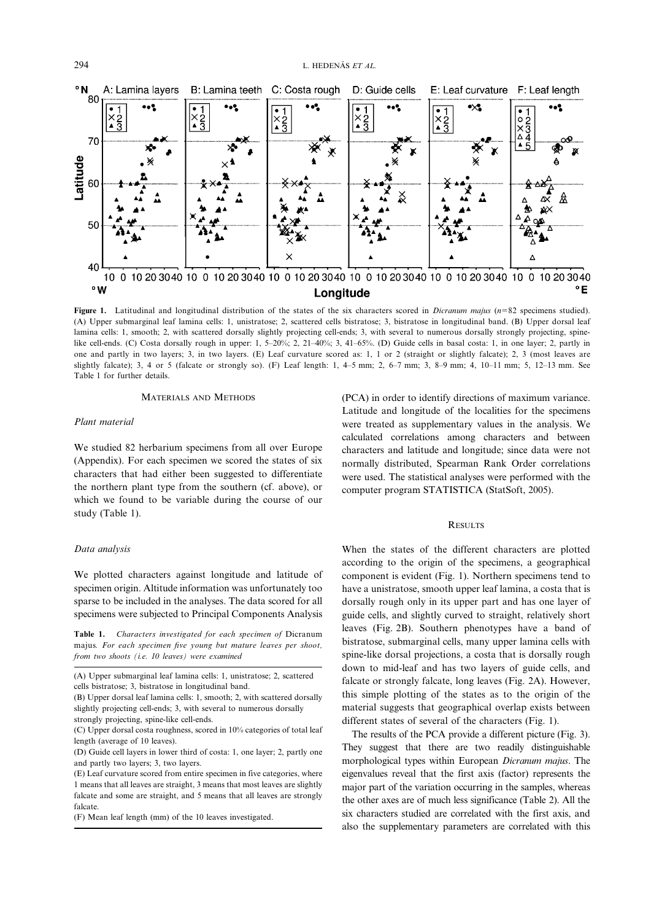**Figure 1.** Latitudinal and longitudinal distribution of the states of the six characters scored in *Dicranum majus* ($n$=82 specimens studied). (A) Upper submarginal leaf lamina cells: 1, unistratose; 2, scattered cells bistratose; 3, bistratose in longitudinal band. (B) Upper dorsal leaf lamina cells: 1, smooth; 2, with scattered dorsally slightly projecting cell-ends; 3, with several to numerous dorsally strongly projecting, spine-like cell-ends. (C) Costa dorsally rough in upper: 1, 5–20%; 2, 21–40%; 3, 41–65%. (D) Guide cells in basal costa: 1, in one layer; 2, partly in one and partly in two layers; 3, in two layers. (E) Leaf curvature scored as: 1, 1 or 2 (straight or slightly falcate); 2, 3 (most leaves are slightly falcate); 3, 4 or 5 (falcate or strongly so). (F) Leaf length: 1, 4–5 mm; 2, 6–7 mm; 3, 8–9 mm; 4, 10–11 mm; 5, 12–13 mm. See Table 1 for further details.

## MATERIALS AND METHODS

### *Plant material*

We studied 82 herbarium specimens from all over Europe (Appendix). For each specimen we scored the states of six characters that had either been suggested to differentiate the northern plant type from the southern (cf. above), or which we found to be variable during the course of our study (Table 1).

### *Data analysis*

We plotted characters against longitude and latitude of specimen origin. Altitude information was unfortunately too sparse to be included in the analyses. The data scored for all specimens were subjected to Principal Components Analysis (PCA) in order to identify directions of maximum variance. Latitude and longitude of the localities for the specimens were treated as supplementary values in the analysis. We calculated correlations among characters and between characters and latitude and longitude; since data were not normally distributed, Spearman Rank Order correlations were used. The statistical analyses were performed with the computer program STATISTICA (StatSoft, 2005).

**Table 1.** *Characters investigated for each specimen of* Dicranum majus. *For each specimen five young but mature leaves per shoot, from two shoots (i.e. 10 leaves) were examined*

(A) Upper submarginal leaf lamina cells: 1, unistratose; 2, scattered cells bistratose; 3, bistratose in longitudinal band.
(B) Upper dorsal leaf lamina cells: 1, smooth; 2, with scattered dorsally slightly projecting cell-ends; 3, with several to numerous dorsally strongly projecting, spine-like cell-ends.
(C) Upper dorsal costa roughness, scored in 10% categories of total leaf length (average of 10 leaves).
(D) Guide cell layers in lower third of costa: 1, one layer; 2, partly one and partly two layers; 3, two layers.
(E) Leaf curvature scored from entire specimen in five categories, where 1 means that all leaves are straight, 3 means that most leaves are slightly falcate and some are straight, and 5 means that all leaves are strongly falcate.
(F) Mean leaf length (mm) of the 10 leaves investigated.

## RESULTS

When the states of the different characters are plotted according to the origin of the specimens, a geographical component is evident (Fig. 1). Northern specimens tend to have a unistratose, smooth upper leaf lamina, a costa that is dorsally rough only in its upper part and has one layer of guide cells, and slightly curved to straight, relatively short leaves (Fig. 2B). Southern phenotypes have a band of bistratose, submarginal cells, many upper lamina cells with spine-like dorsal projections, a costa that is dorsally rough down to mid-leaf and has two layers of guide cells, and falcate or strongly falcate, long leaves (Fig. 2A). However, this simple plotting of the states as to the origin of the material suggests that geographical overlap exists between different states of several of the characters (Fig. 1).

The results of the PCA provide a different picture (Fig. 3). They suggest that there are two readily distinguishable morphological types within European *Dicranum majus*. The eigenvalues reveal that the first axis (factor) represents the major part of the variation occurring in the samples, whereas the other axes are of much less significance (Table 2). All the six characters studied are correlated with the first axis, and also the supplementary parameters are correlated with this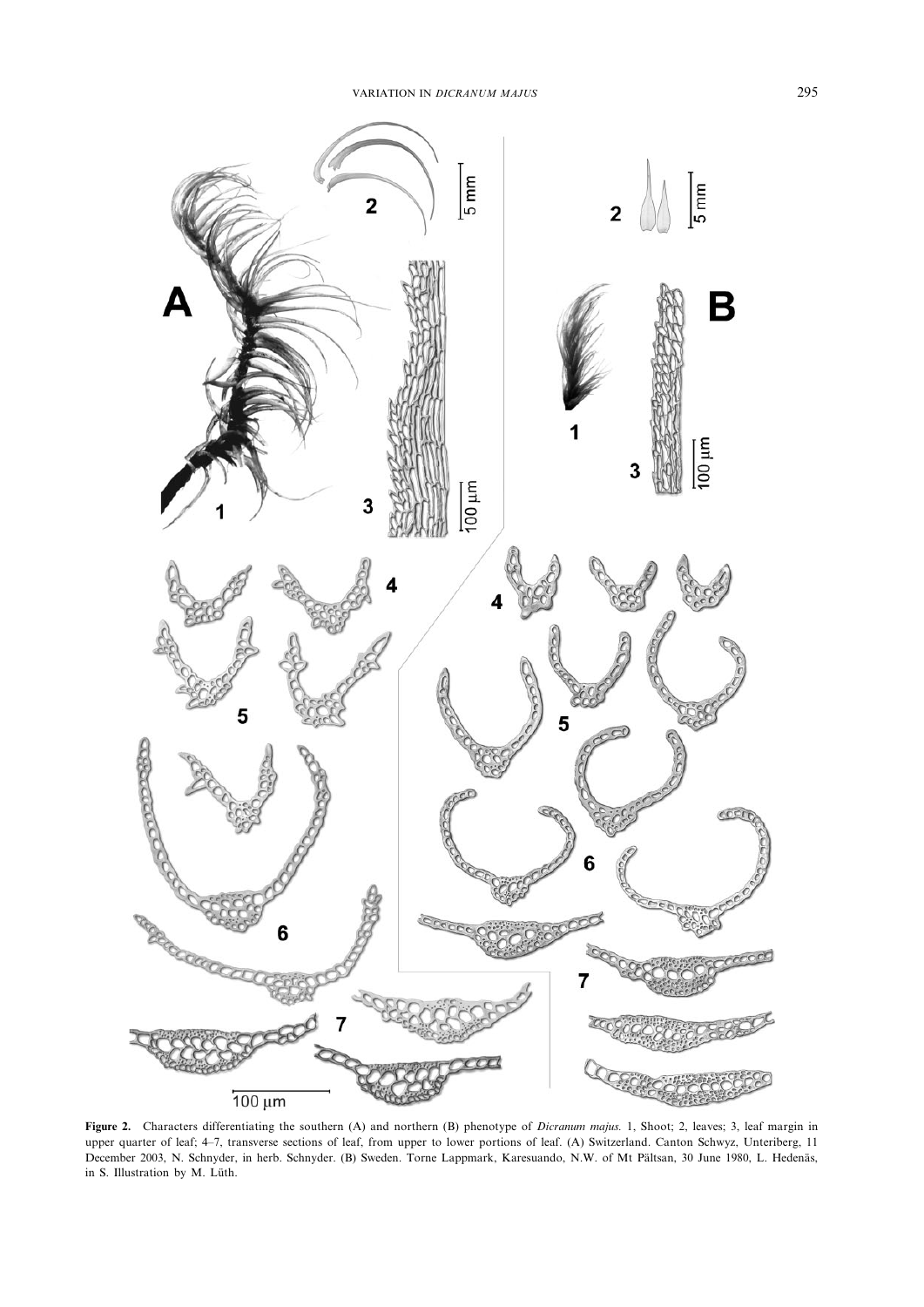**Figure 2.** Characters differentiating the southern (A) and northern (B) phenotype of *Dicranum majus.* 1, Shoot; 2, leaves; 3, leaf margin in upper quarter of leaf; 4–7, transverse sections of leaf, from upper to lower portions of leaf. (A) Switzerland. Canton Schwyz, Unteriberg, 11 December 2003, N. Schnyder, in herb. Schnyder. (B) Sweden. Torne Lappmark, Karesuando, N.W. of Mt Pältsan, 30 June 1980, L. Hedenäs, in S. Illustration by M. Lüth.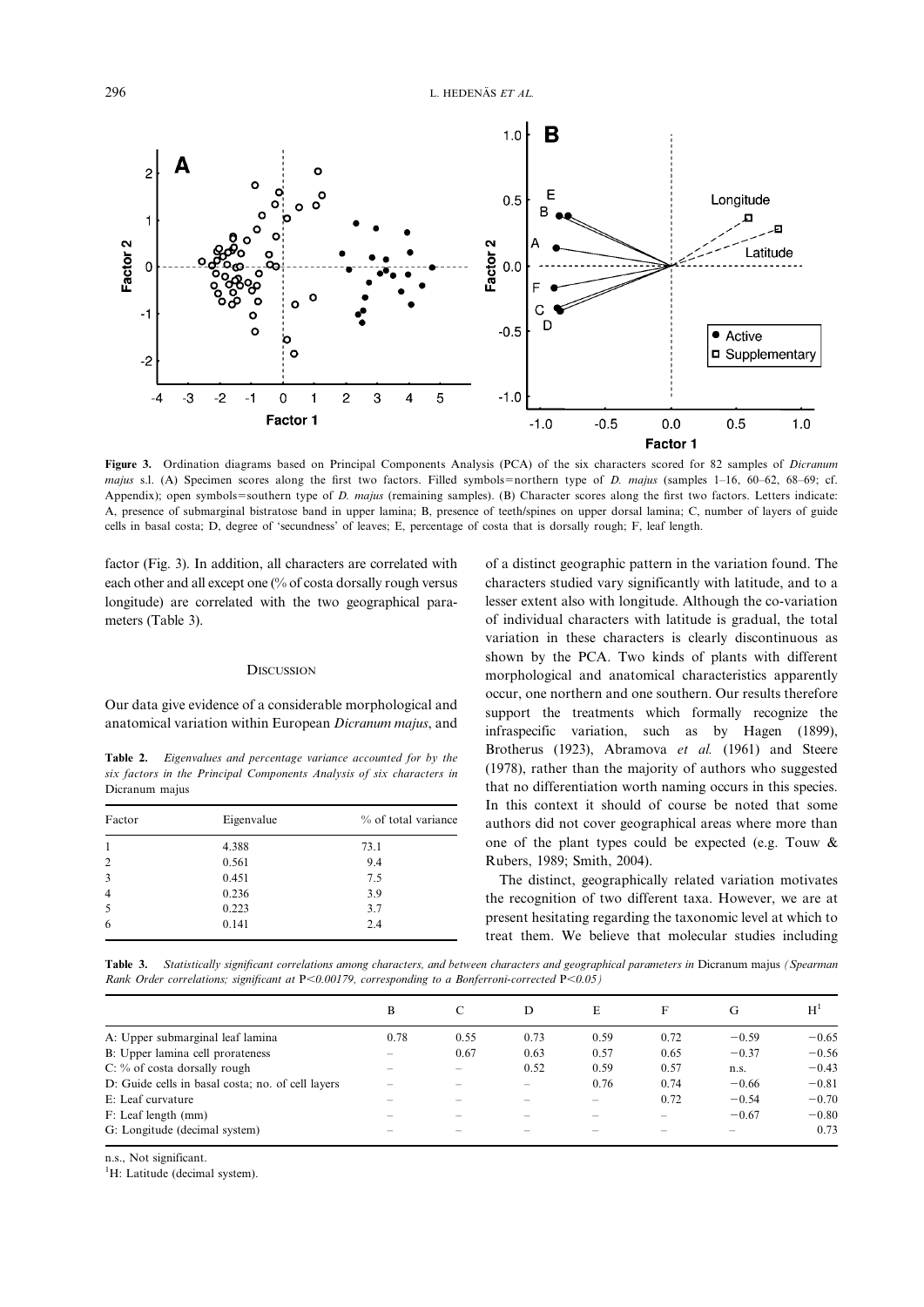Figure 3. Ordination diagrams based on Principal Components Analysis (PCA) of the six characters scored for 82 samples of *Dicranum majus* s.l. (A) Specimen scores along the first two factors. Filled symbols=northern type of *D. majus* (samples 1–16, 60–62, 68–69; cf. Appendix); open symbols=southern type of *D. majus* (remaining samples). (B) Character scores along the first two factors. Letters indicate: A, presence of submarginal bistratose band in upper lamina; B, presence of teeth/spines on upper dorsal lamina; C, number of layers of guide cells in basal costa; D, degree of 'secundness' of leaves; E, percentage of costa that is dorsally rough; F, leaf length.

factor (Fig. 3). In addition, all characters are correlated with each other and all except one (% of costa dorsally rough versus longitude) are correlated with the two geographical parameters (Table 3).

## Discussion

Our data give evidence of a considerable morphological and anatomical variation within European *Dicranum majus*, and of a distinct geographic pattern in the variation found. The characters studied vary significantly with latitude, and to a lesser extent also with longitude. Although the co-variation of individual characters with latitude is gradual, the total variation in these characters is clearly discontinuous as shown by the PCA. Two kinds of plants with different morphological and anatomical characteristics apparently occur, one northern and one southern. Our results therefore support the treatments which formally recognize the infraspecific variation, such as by Hagen (1899), Brotherus (1923), Abramova *et al.* (1961) and Steere (1978), rather than the majority of authors who suggested that no differentiation worth naming occurs in this species. In this context it should of course be noted that some authors did not cover geographical areas where more than one of the plant types could be expected (e.g. Touw & Rubers, 1989; Smith, 2004).

The distinct, geographically related variation motivates the recognition of two different taxa. However, we are at present hesitating regarding the taxonomic level at which to treat them. We believe that molecular studies including

**Table 2.** *Eigenvalues and percentage variance accounted for by the six factors in the Principal Components Analysis of six characters in* Dicranum majus

| Factor | Eigenvalue | % of total variance |
|---|---|---|
| 1 | 4.388 | 73.1 |
| 2 | 0.561 | 9.4 |
| 3 | 0.451 | 7.5 |
| 4 | 0.236 | 3.9 |
| 5 | 0.223 | 3.7 |
| 6 | 0.141 | 2.4 |

**Table 3.** *Statistically significant correlations among characters, and between characters and geographical parameters in* Dicranum majus *(Spearman Rank Order correlations; significant at $P<0.00179$, corresponding to a Bonferroni-corrected $P<0.05$)*

| | B | C | D | E | F | G | H[1] |
|---|---|---|---|---|---|---|---|
| A: Upper submarginal leaf lamina | 0.78 | 0.55 | 0.73 | 0.59 | 0.72 | −0.59 | −0.65 |
| B: Upper lamina cell prorateness | – | 0.67 | 0.63 | 0.57 | 0.65 | −0.37 | −0.56 |
| C: % of costa dorsally rough | – | – | 0.52 | 0.59 | 0.57 | n.s. | −0.43 |
| D: Guide cells in basal costa; no. of cell layers | – | – | – | 0.76 | 0.74 | −0.66 | −0.81 |
| E: Leaf curvature | – | – | – | – | 0.72 | −0.54 | −0.70 |
| F: Leaf length (mm) | – | – | – | – | – | −0.67 | −0.80 |
| G: Longitude (decimal system) | – | – | – | – | – | – | 0.73 |

n.s., Not significant.

[1]H: Latitude (decimal system).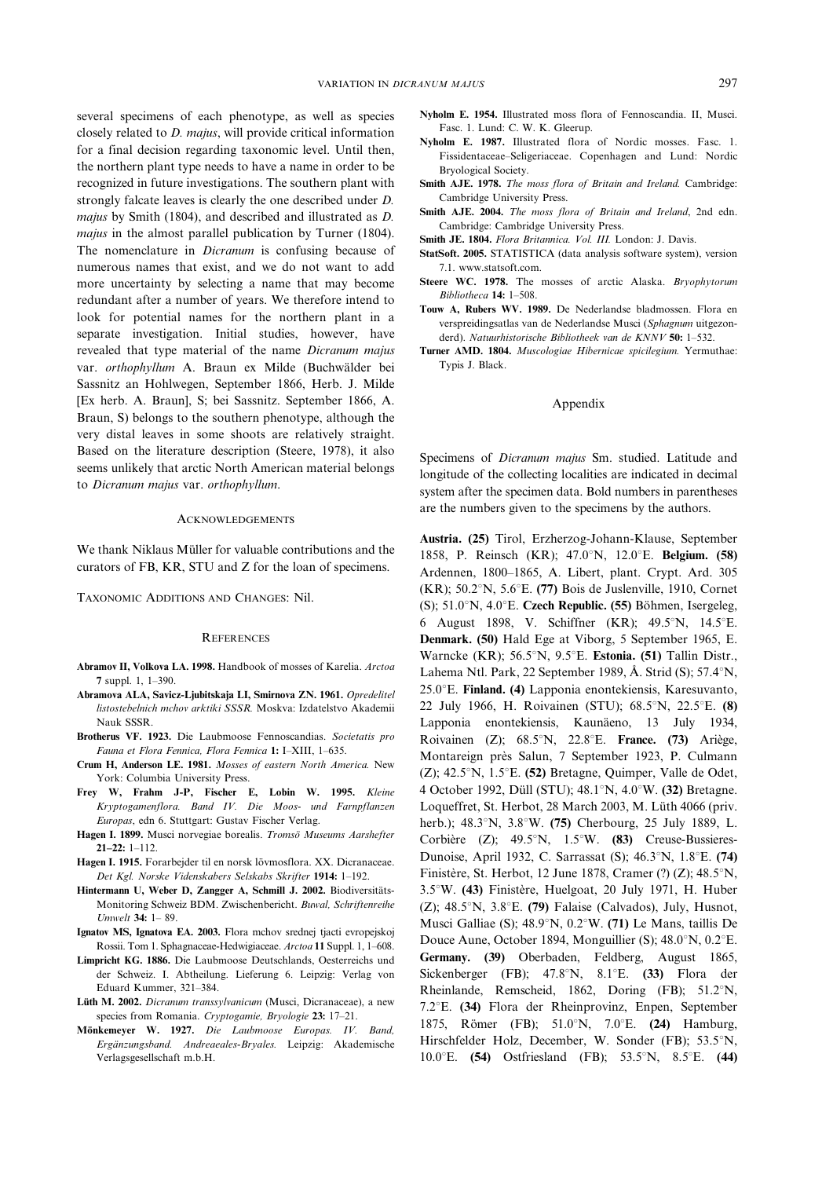several specimens of each phenotype, as well as species closely related to *D. majus*, will provide critical information for a final decision regarding taxonomic level. Until then, the northern plant type needs to have a name in order to be recognized in future investigations. The southern plant with strongly falcate leaves is clearly the one described under *D. majus* by Smith (1804), and described and illustrated as *D. majus* in the almost parallel publication by Turner (1804). The nomenclature in *Dicranum* is confusing because of numerous names that exist, and we do not want to add more uncertainty by selecting a name that may become redundant after a number of years. We therefore intend to look for potential names for the northern plant in a separate investigation. Initial studies, however, have revealed that type material of the name *Dicranum majus* var. *orthophyllum* A. Braun ex Milde (Buchwälder bei Sassnitz an Hohlwegen, September 1866, Herb. J. Milde [Ex herb. A. Braun], S; bei Sassnitz. September 1866, A. Braun, S) belongs to the southern phenotype, although the very distal leaves in some shoots are relatively straight. Based on the literature description (Steere, 1978), it also seems unlikely that arctic North American material belongs to *Dicranum majus* var. *orthophyllum*.

## Acknowledgements

We thank Niklaus Müller for valuable contributions and the curators of FB, KR, STU and Z for the loan of specimens.

Taxonomic Additions and Changes: Nil.

## References

**Abramov II, Volkova LA. 1998.** Handbook of mosses of Karelia. *Arctoa* **7** suppl. 1, 1–390.

**Abramova ALA, Savicz-Ljubitskaja LI, Smirnova ZN. 1961.** *Opredelitel listostebelnich mchov arktiki SSSR.* Moskva: Izdatelstvo Akademii Nauk SSSR.

**Brotherus VF. 1923.** Die Laubmoose Fennoscandias. *Societatis pro Fauna et Flora Fennica, Flora Fennica* **1:** I–XIII, 1–635.

**Crum H, Anderson LE. 1981.** *Mosses of eastern North America.* New York: Columbia University Press.

**Frey W, Frahm J-P, Fischer E, Lobin W. 1995.** *Kleine Kryptogamenflora. Band IV. Die Moos- und Farnpflanzen Europas*, edn 6. Stuttgart: Gustav Fischer Verlag.

**Hagen I. 1899.** Musci norvegiae borealis. *Tromsö Museums Aarshefter* **21–22:** 1–112.

**Hagen I. 1915.** Forarbejder til en norsk lövmosflora. XX. Dicranaceae. *Det Kgl. Norske Videnskabers Selskabs Skrifter* **1914:** 1–192.

**Hintermann U, Weber D, Zangger A, Schmill J. 2002.** Biodiversitäts-Monitoring Schweiz BDM. Zwischenbericht. *Buwal, Schriftenreihe Umwelt* **34:** 1– 89.

**Ignatov MS, Ignatova EA. 2003.** Flora mchov srednej tjacti evropejskoj Rossii. Tom 1. Sphagnaceae-Hedwigiaceae. *Arctoa* **11** Suppl. 1, 1–608.

**Limpricht KG. 1886.** Die Laubmoose Deutschlands, Oesterreichs und der Schweiz. I. Abtheilung. Lieferung 6. Leipzig: Verlag von Eduard Kummer, 321–384.

**Lüth M. 2002.** *Dicranum transsylvanicum* (Musci, Dicranaceae), a new species from Romania. *Cryptogamie, Bryologie* **23:** 17–21.

**Mönkemeyer W. 1927.** *Die Laubmoose Europas. IV. Band, Ergänzungsband. Andreaeales-Bryales.* Leipzig: Akademische Verlagsgesellschaft m.b.H.

**Nyholm E. 1954.** Illustrated moss flora of Fennoscandia. II, Musci. Fasc. 1. Lund: C. W. K. Gleerup.

**Nyholm E. 1987.** Illustrated flora of Nordic mosses. Fasc. 1. Fissidentaceae–Seligeriaceae. Copenhagen and Lund: Nordic Bryological Society.

**Smith AJE. 1978.** *The moss flora of Britain and Ireland.* Cambridge: Cambridge University Press.

**Smith AJE. 2004.** *The moss flora of Britain and Ireland*, 2nd edn. Cambridge: Cambridge University Press.

**Smith JE. 1804.** *Flora Britannica. Vol. III.* London: J. Davis.

**StatSoft. 2005.** STATISTICA (data analysis software system), version 7.1. www.statsoft.com.

**Steere WC. 1978.** The mosses of arctic Alaska. *Bryophytorum Bibliotheca* **14:** 1–508.

**Touw A, Rubers WV. 1989.** De Nederlandse bladmossen. Flora en verspreidingsatlas van de Nederlandse Musci (*Sphagnum* uitgezonderd). *Natuurhistorische Bibliotheek van de KNNV* **50:** 1–532.

**Turner AMD. 1804.** *Muscologiae Hibernicae spicilegium.* Yermuthae: Typis J. Black.

## Appendix

Specimens of *Dicranum majus* Sm. studied. Latitude and longitude of the collecting localities are indicated in decimal system after the specimen data. Bold numbers in parentheses are the numbers given to the specimens by the authors.

**Austria. (25)** Tirol, Erzherzog-Johann-Klause, September 1858, P. Reinsch (KR); 47.0°N, 12.0°E. **Belgium. (58)** Ardennen, 1800–1865, A. Libert, plant. Crypt. Ard. 305 (KR); 50.2°N, 5.6°E. **(77)** Bois de Juslenville, 1910, Cornet (S); 51.0°N, 4.0°E. **Czech Republic. (55)** Böhmen, Isergeleg, 6 August 1898, V. Schiffner (KR); 49.5°N, 14.5°E. **Denmark. (50)** Hald Ege at Viborg, 5 September 1965, E. Warncke (KR); 56.5°N, 9.5°E. **Estonia. (51)** Tallin Distr., Lahema Ntl. Park, 22 September 1989, Å. Strid (S); 57.4°N, 25.0°E. **Finland. (4)** Lapponia enontekiensis, Karesuvanto, 22 July 1966, H. Roivainen (STU); 68.5°N, 22.5°E. **(8)** Lapponia enontekiensis, Kaunäeno, 13 July 1934, Roivainen (Z); 68.5°N, 22.8°E. **France. (73)** Ariège, Montareign près Salun, 7 September 1923, P. Culmann (Z); 42.5°N, 1.5°E. **(52)** Bretagne, Quimper, Valle de Odet, 4 October 1992, Düll (STU); 48.1°N, 4.0°W. **(32)** Bretagne. Loqueffret, St. Herbot, 28 March 2003, M. Lüth 4066 (priv. herb.); 48.3°N, 3.8°W. **(75)** Cherbourg, 25 July 1889, L. Corbière (Z); 49.5°N, 1.5°W. **(83)** Creuse-Bussieres-Dunoise, April 1932, C. Sarrassat (S); 46.3°N, 1.8°E. **(74)** Finistère, St. Herbot, 12 June 1878, Cramer (?) (Z); 48.5°N, 3.5°W. **(43)** Finistère, Huelgoat, 20 July 1971, H. Huber (Z); 48.5°N, 3.8°E. **(79)** Falaise (Calvados), July, Husnot, Musci Galliae (S); 48.9°N, 0.2°W. **(71)** Le Mans, taillis De Douce Aune, October 1894, Monguillier (S); 48.0°N, 0.2°E. **Germany. (39)** Oberbaden, Feldberg, August 1865, Sickenberger (FB); 47.8°N, 8.1°E. **(33)** Flora der Rheinlande, Remscheid, 1862, Doring (FB); 51.2°N, 7.2°E. **(34)** Flora der Rheinprovinz, Enpen, September 1875, Römer (FB); 51.0°N, 7.0°E. **(24)** Hamburg, Hirschfelder Holz, December, W. Sonder (FB); 53.5°N, 10.0°E. **(54)** Ostfriesland (FB); 53.5°N, 8.5°E. **(44)**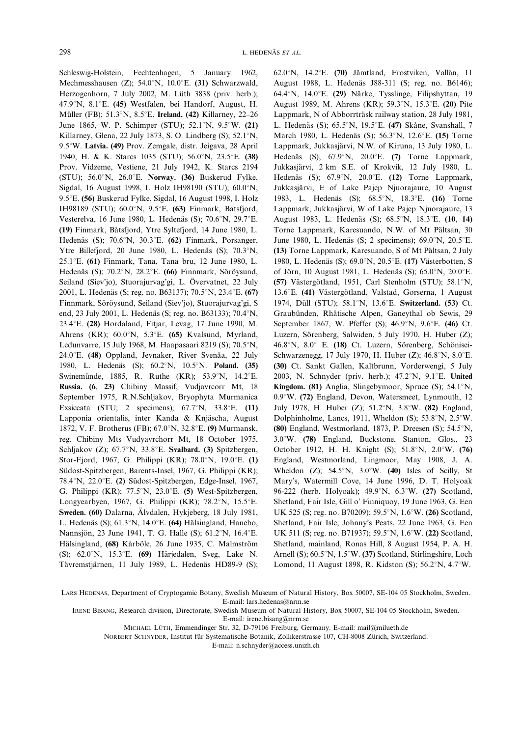Schleswig-Holstein, Fechtenhagen, 5 January 1962, Mechmesshausen (Z); 54.0°N, 10.0°E. **(31)** Schwarzwald, Herzogenhorn, 7 July 2002, M. Lüth 3838 (priv. herb.); 47.9°N, 8.1°E. **(45)** Westfalen, bei Handorf, August, H. Müller (FB); 51.3°N, 8.5°E. **Ireland. (42)** Killarney, 22–26 June 1865, W. P. Schimper (STU); 52.1°N, 9.5°W. **(21)** Killarney, Glena, 22 July 1873, S. O. Lindberg (S); 52.1°N, 9.5°W. **Latvia. (49)** Prov. Zemgale, distr. Jeigava, 28 April 1940, H. & K. Starcs 1035 (STU); 56.0°N, 23.5°E. **(38)** Prov. Vidzeme, Vestiene, 21 July 1942, K. Starcs 2194 (STU); 56.0°N, 26.0°E. **Norway. (36)** Buskerud Fylke, Sigdal, 16 August 1998, I. Holz IH98190 (STU); 60.0°N, 9.5°E. **(56)** Buskerud Fylke, Sigdal, 16 August 1998, I. Holz IH98189 (STU); 60.0°N, 9.5°E. **(63)** Finmark, Båtsfjord, Vesterelva, 16 June 1980, L. Hedenäs (S); 70.6°N, 29.7°E. **(19)** Finmark, Båtsfjord, Ytre Syltefjord, 14 June 1980, L. Hedenäs (S); 70.6°N, 30.3°E. **(62)** Finmark, Porsanger, Ytre Billefjord, 20 June 1980, L. Hedenäs (S); 70.3°N, 25.1°E. **(61)** Finmark, Tana, Tana bru, 12 June 1980, L. Hedenäs (S); 70.2°N, 28.2°E. **(66)** Finnmark, Söröysund, Seiland (Siev'jo), Stuorajurvag'gi, L. Övervatnet, 22 July 2001, L. Hedenäs (S; reg. no. B63137); 70.5°N, 23.4°E. **(67)** Finnmark, Söröysund, Seiland (Siev'jo), Stuorajurvag'gi, S end, 23 July 2001, L. Hedenäs (S; reg. no. B63133); 70.4°N, 23.4°E. **(28)** Hordaland, Fitjar, Levag, 17 June 1990, M. Ahrens (KR); 60.0°N, 5.3°E. **(65)** Kvalsund, Myrland, Ledunvarre, 15 July 1968, M. Haapasaari 8219 (S); 70.5°N, 24.0°E. **(48)** Oppland, Jevnaker, River Svenåa, 22 July 1980, L. Hedenäs (S); 60.2°N, 10.5°N. **Poland. (35)** Swinemünde, 1885, R. Ruthe (KR); 53.9°N, 14.2°E. **Russia. (6, 23)** Chibiny Massif, Vudjavrcorr Mt, 18 September 1975, R.N.Schljakov, Bryophyta Murmanica Exsiccata (STU; 2 specimens); 67.7°N, 33.8°E. **(11)** Lapponia orientalis, inter Kanda & Knjäscha, August 1872, V. F. Brotherus (FB); 67.0°N, 32.8°E. **(9)** Murmansk, reg. Chibiny Mts Vudyavrchorr Mt, 18 October 1975, Schljakov (Z); 67.7°N, 33.8°E. **Svalbard. (3)** Spitzbergen, Stor-Fjord, 1967, G. Philippi (KR); 78.0°N, 19.0°E. **(1)** Südost-Spitzbergen, Barents-Insel, 1967, G. Philippi (KR); 78.4°N, 22.0°E. **(2)** Südost-Spitzbergen, Edge-Insel, 1967, G. Philippi (KR); 77.5°N, 23.0°E. **(5)** West-Spitzbergen, Longyearbyen, 1967, G. Philippi (KR); 78.2°N, 15.5°E. **Sweden. (60)** Dalarna, Älvdalen, Hykjeberg, 18 July 1981, L. Hedenäs (S); 61.3°N, 14.0°E. **(64)** Hälsingland, Hanebo, Nannsjön, 23 June 1941, T. G. Halle (S); 61.2°N, 16.4°E. Hälsingland, **(68)** Kårböle, 26 June 1935, C. Malmström (S); 62.0°N, 15.3°E. **(69)** Härjedalen, Sveg, Lake N. Tävremstjärnen, 11 July 1989, L. Hedenäs HD89-9 (S); 62.0°N, 14.2°E. **(70)** Jämtland, Frostviken, Vallån, 11 August 1988, L. Hedenäs J88-311 (S; reg. no. B6146); 64.4°N, 14.0°E. **(29)** Närke, Tysslinge, Filipshyttan, 19 August 1989, M. Ahrens (KR); 59.3°N, 15.3°E. **(20)** Pite Lappmark, N of Abborrträsk railway station, 28 July 1981, L. Hedenäs (S); 65.5°N, 19.5°E. **(47)** Skåne, Svanshall, 7 March 1980, L. Hedenäs (S); 56.3°N, 12.6°E. **(15)** Torne Lappmark, Jukkasjärvi, N.W. of Kiruna, 13 July 1980, L. Hedenäs (S); 67.9°N, 20.0°E. **(7)** Torne Lappmark, Jukkasjärvi, 2 km S.E. of Krokvik, 12 July 1980, L. Hedenäs (S); 67.9°N, 20.0°E. **(12)** Torne Lappmark, Jukkasjärvi, E of Lake Pajep Njuorajaure, 10 August 1983, L. Hedenäs (S); 68.5°N, 18.3°E. **(16)** Torne Lappmark, Jukkasjärvi, W of Lake Pajep Njuorajaure, 13 August 1983, L. Hedenäs (S); 68.5°N, 18.3°E. **(10, 14)** Torne Lappmark, Karesuando, N.W. of Mt Pältsan, 30 June 1980, L. Hedenäs (S; 2 specimens); 69.0°N, 20.5°E. **(13)** Torne Lappmark, Karesuando, S of Mt Pältsan, 2 July 1980, L. Hedenäs (S); 69.0°N, 20.5°E. **(17)** Västerbotten, S of Jörn, 10 August 1981, L. Hedenäs (S); 65.0°N, 20.0°E. **(57)** Västergötland, 1951, Carl Stenholm (STU); 58.1°N, 13.6°E. **(41)** Västergötland, Valstad, Gorserna, 1 August 1974, Düll (STU); 58.1°N, 13.6°E. **Switzerland. (53)** Ct. Graubünden, Rhätische Alpen, Ganeythal ob Sewis, 29 September 1867, W. Pfeffer (S); 46.9°N, 9.6°E. **(46)** Ct. Luzern, Sörenberg, Salwiden, 5 July 1970, H. Huber (Z); 46.8°N, 8.0° E. **(18)** Ct. Luzern, Sörenberg, Schönisei-Schwarzenegg, 17 July 1970, H. Huber (Z); 46.8°N, 8.0°E. **(30)** Ct. Sankt Gallen, Kaltbrunn, Vorderwengi, 5 July 2003, N. Schnyder (priv. herb.); 47.2°N, 9.1°E. **United Kingdom. (81)** Anglia, Slingebymoor, Spruce (S); 54.1°N, 0.9°W. **(72)** England, Devon, Watersmeet, Lynmouth, 12 July 1978, H. Huber (Z); 51.2°N, 3.8°W. **(82)** England, Dolphinholme, Lancs, 1911, Wheldon (S); 53.8°N, 2.5°W. **(80)** England, Westmorland, 1873, P. Dreesen (S); 54.5°N, 3.0°W. **(78)** England, Buckstone, Stanton, Glos., 23 October 1912, H. H. Knight (S); 51.8°N, 2.0°W. **(76)** England, Westmorland, Lingmoor, May 1908, J. A. Wheldon (Z); 54.5°N, 3.0°W. **(40)** Isles of Scilly, St Mary's, Watermill Cove, 14 June 1996, D. T. Holyoak 96-222 (herb. Holyoak); 49.9°N, 6.3°W. **(27)** Scotland, Shetland, Fair Isle, Gill o' Finniquoy, 19 June 1963, G. Een UK 525 (S; reg. no. B70209); 59.5°N, 1.6°W. **(26)** Scotland, Shetland, Fair Isle, Johnny's Peats, 22 June 1963, G. Een UK 511 (S; reg. no. B71937); 59.5°N, 1.6°W. **(22)** Scotland, Shetland, mainland, Ronas Hill, 8 August 1954, P. A. H. Arnell (S); 60.5°N, 1.5°W. **(37)** Scotland, Stirlingshire, Loch Lomond, 11 August 1898, R. Kidston (S); 56.2°N, 4.7°W.

LARS HEDENÄS, Department of Cryptogamic Botany, Swedish Museum of Natural History, Box 50007, SE-104 05 Stockholm, Sweden. E-mail: lars.hedenas@nrm.se

IRENE BISANG, Research division, Directorate, Swedish Museum of Natural History, Box 50007, SE-104 05 Stockholm, Sweden. E-mail: irene.bisang@nrm.se

MICHAEL LÜTH, Emmendinger Str. 32, D-79106 Freiburg, Germany. E-mail: mail@milueth.de

NORBERT SCHNYDER, Institut für Systematische Botanik, Zollikerstrasse 107, CH-8008 Zürich, Switzerland. E-mail: n.schnyder@access.unizh.ch